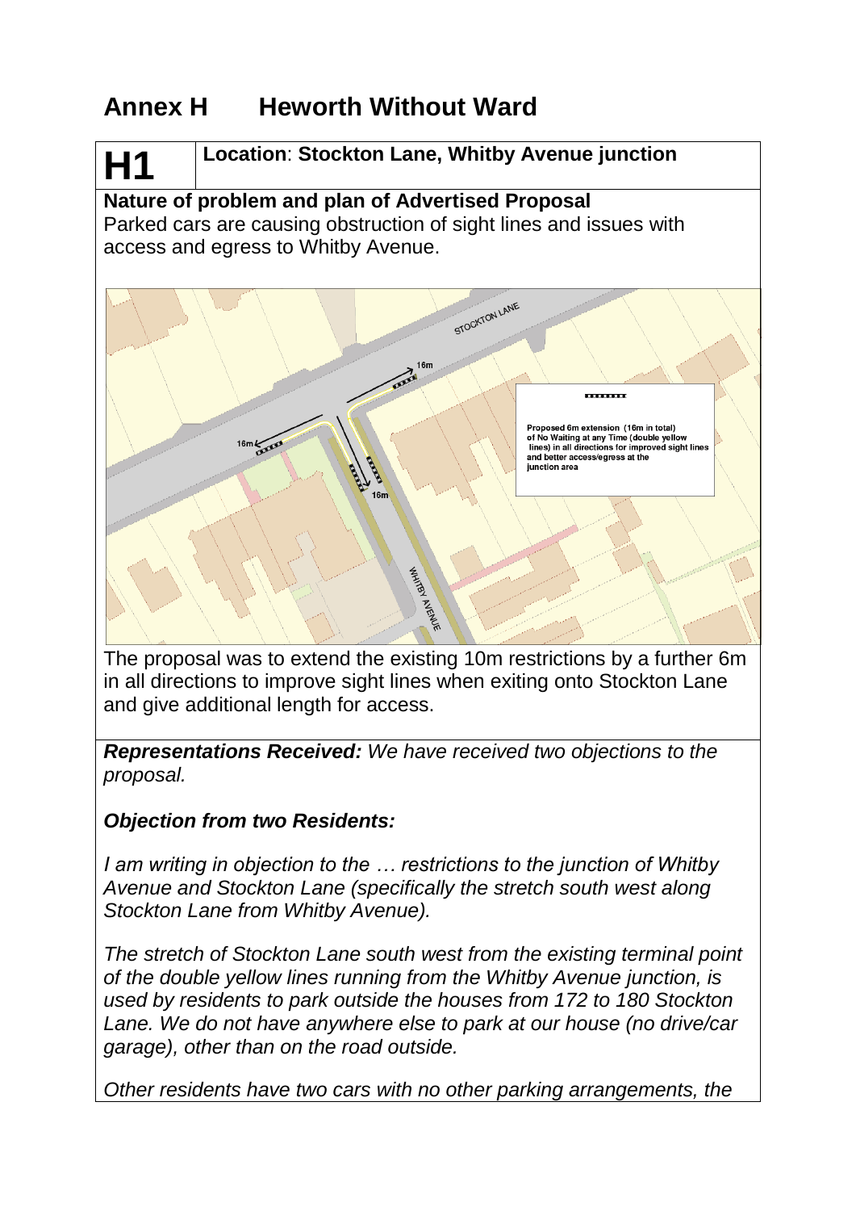# Annex H Heworth Without Ward

## H1 Location: Stockton Lane, Whitby Avenue junction

**Nature of problem and plan of Advertised Proposal**
Parked cars are causing obstruction of sight lines and issues with access and egress to Whitby Avenue.

STOCKTON LANE

16m

16m

16m

WHITBY AVENUE

Proposed 6m extension (16m in total) of No Waiting at any Time (double yellow lines) in all directions for improved sight lines and better access/egress at the junction area

The proposal was to extend the existing 10m restrictions by a further 6m in all directions to improve sight lines when exiting onto Stockton Lane and give additional length for access.

***Representations Received:*** *We have received two objections to the proposal.*

***Objection from two Residents:***

*I am writing in objection to the … restrictions to the junction of Whitby Avenue and Stockton Lane (specifically the stretch south west along Stockton Lane from Whitby Avenue).*

*The stretch of Stockton Lane south west from the existing terminal point of the double yellow lines running from the Whitby Avenue junction, is used by residents to park outside the houses from 172 to 180 Stockton Lane. We do not have anywhere else to park at our house (no drive/car garage), other than on the road outside.*

*Other residents have two cars with no other parking arrangements, the*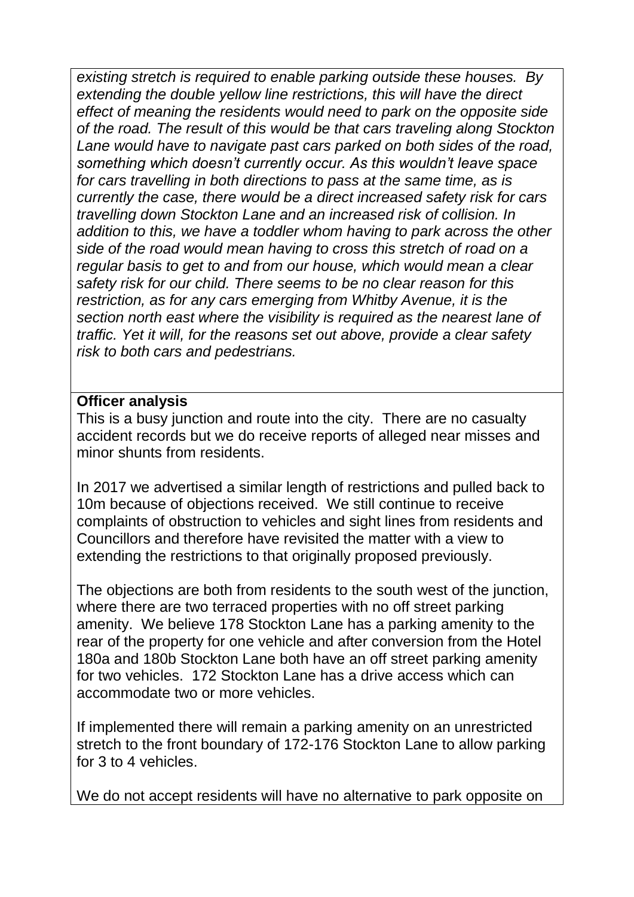*existing stretch is required to enable parking outside these houses. By extending the double yellow line restrictions, this will have the direct effect of meaning the residents would need to park on the opposite side of the road. The result of this would be that cars traveling along Stockton Lane would have to navigate past cars parked on both sides of the road, something which doesn't currently occur. As this wouldn't leave space for cars travelling in both directions to pass at the same time, as is currently the case, there would be a direct increased safety risk for cars travelling down Stockton Lane and an increased risk of collision. In addition to this, we have a toddler whom having to park across the other side of the road would mean having to cross this stretch of road on a regular basis to get to and from our house, which would mean a clear safety risk for our child. There seems to be no clear reason for this restriction, as for any cars emerging from Whitby Avenue, it is the section north east where the visibility is required as the nearest lane of traffic. Yet it will, for the reasons set out above, provide a clear safety risk to both cars and pedestrians.*

**Officer analysis**

This is a busy junction and route into the city. There are no casualty accident records but we do receive reports of alleged near misses and minor shunts from residents.

In 2017 we advertised a similar length of restrictions and pulled back to 10m because of objections received. We still continue to receive complaints of obstruction to vehicles and sight lines from residents and Councillors and therefore have revisited the matter with a view to extending the restrictions to that originally proposed previously.

The objections are both from residents to the south west of the junction, where there are two terraced properties with no off street parking amenity. We believe 178 Stockton Lane has a parking amenity to the rear of the property for one vehicle and after conversion from the Hotel 180a and 180b Stockton Lane both have an off street parking amenity for two vehicles. 172 Stockton Lane has a drive access which can accommodate two or more vehicles.

If implemented there will remain a parking amenity on an unrestricted stretch to the front boundary of 172-176 Stockton Lane to allow parking for 3 to 4 vehicles.

We do not accept residents will have no alternative to park opposite on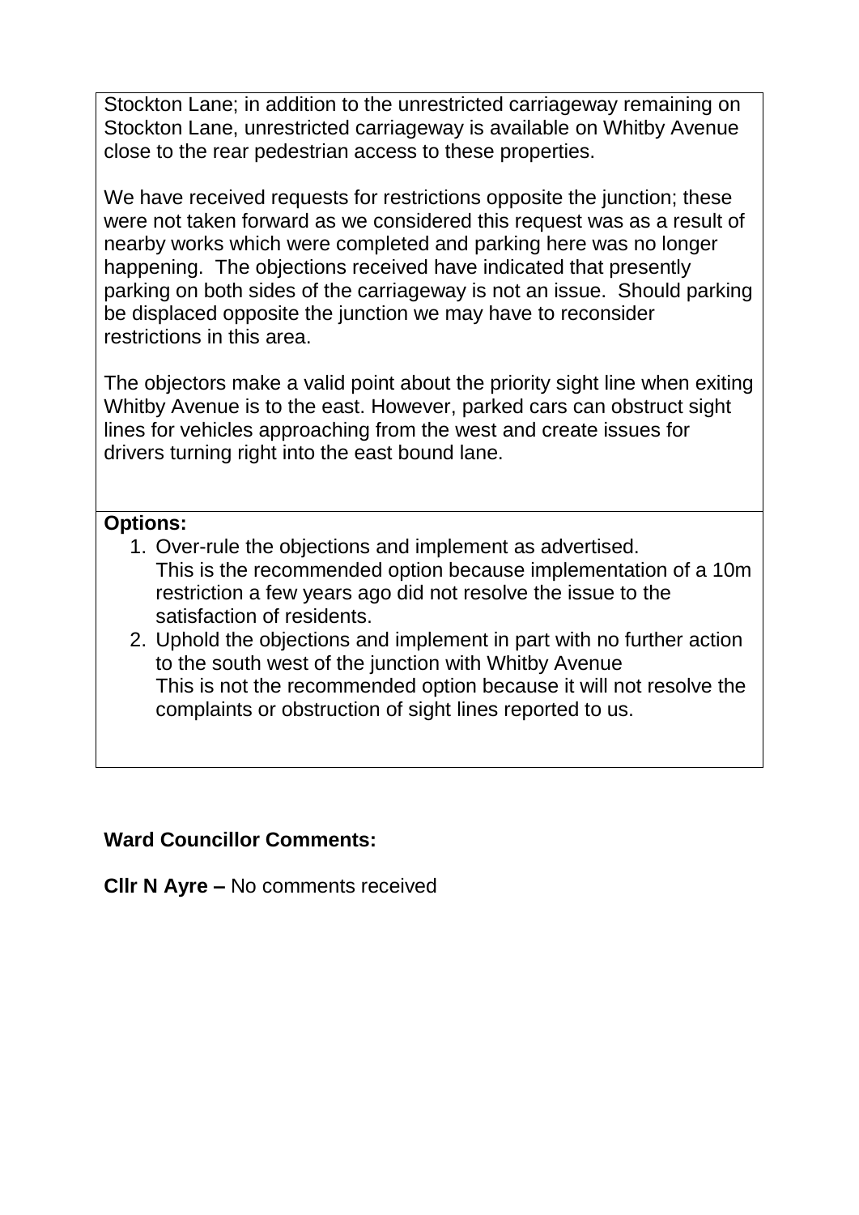Stockton Lane; in addition to the unrestricted carriageway remaining on Stockton Lane, unrestricted carriageway is available on Whitby Avenue close to the rear pedestrian access to these properties.

We have received requests for restrictions opposite the junction; these were not taken forward as we considered this request was as a result of nearby works which were completed and parking here was no longer happening. The objections received have indicated that presently parking on both sides of the carriageway is not an issue. Should parking be displaced opposite the junction we may have to reconsider restrictions in this area.

The objectors make a valid point about the priority sight line when exiting Whitby Avenue is to the east. However, parked cars can obstruct sight lines for vehicles approaching from the west and create issues for drivers turning right into the east bound lane.

**Options:**

1. Over-rule the objections and implement as advertised.
   This is the recommended option because implementation of a 10m restriction a few years ago did not resolve the issue to the satisfaction of residents.
2. Uphold the objections and implement in part with no further action to the south west of the junction with Whitby Avenue
   This is not the recommended option because it will not resolve the complaints or obstruction of sight lines reported to us.

**Ward Councillor Comments:**

**Cllr N Ayre –** No comments received